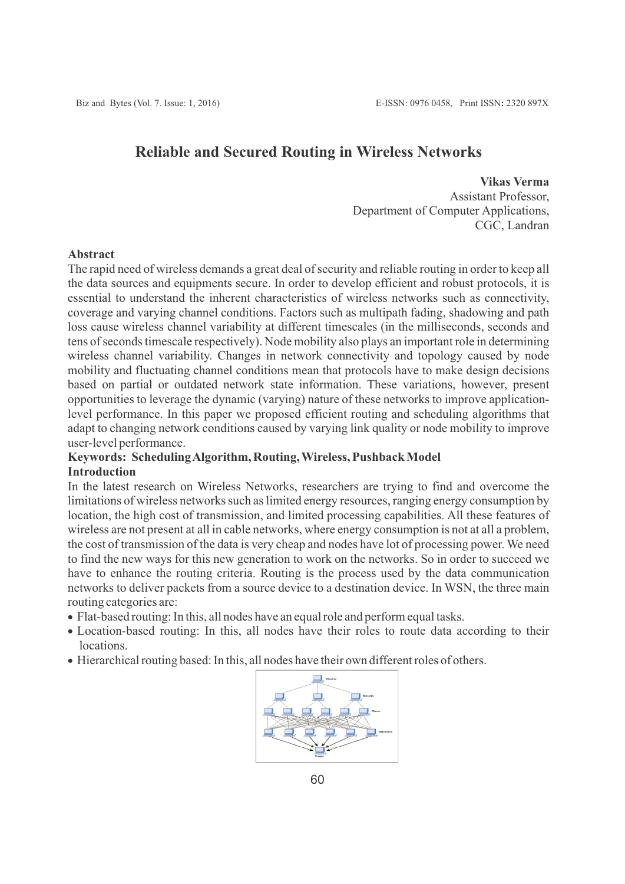# Reliable and Secured Routing in Wireless Networks

**Vikas Verma**
Assistant Professor,
Department of Computer Applications,
CGC, Landran

## Abstract

The rapid need of wireless demands a great deal of security and reliable routing in order to keep all the data sources and equipments secure. In order to develop efficient and robust protocols, it is essential to understand the inherent characteristics of wireless networks such as connectivity, coverage and varying channel conditions. Factors such as multipath fading, shadowing and path loss cause wireless channel variability at different timescales (in the milliseconds, seconds and tens of seconds timescale respectively). Node mobility also plays an important role in determining wireless channel variability. Changes in network connectivity and topology caused by node mobility and fluctuating channel conditions mean that protocols have to make design decisions based on partial or outdated network state information. These variations, however, present opportunities to leverage the dynamic (varying) nature of these networks to improve application-level performance. In this paper we proposed efficient routing and scheduling algorithms that adapt to changing network conditions caused by varying link quality or node mobility to improve user-level performance.

**Keywords: Scheduling Algorithm, Routing, Wireless, Pushback Model**

## Introduction

In the latest research on Wireless Networks, researchers are trying to find and overcome the limitations of wireless networks such as limited energy resources, ranging energy consumption by location, the high cost of transmission, and limited processing capabilities. All these features of wireless are not present at all in cable networks, where energy consumption is not at all a problem, the cost of transmission of the data is very cheap and nodes have lot of processing power. We need to find the new ways for this new generation to work on the networks. So in order to succeed we have to enhance the routing criteria. Routing is the process used by the data communication networks to deliver packets from a source device to a destination device. In WSN, the three main routing categories are:

- Flat-based routing: In this, all nodes have an equal role and perform equal tasks.
- Location-based routing: In this, all nodes have their roles to route data according to their locations.
- Hierarchical routing based: In this, all nodes have their own different roles of others.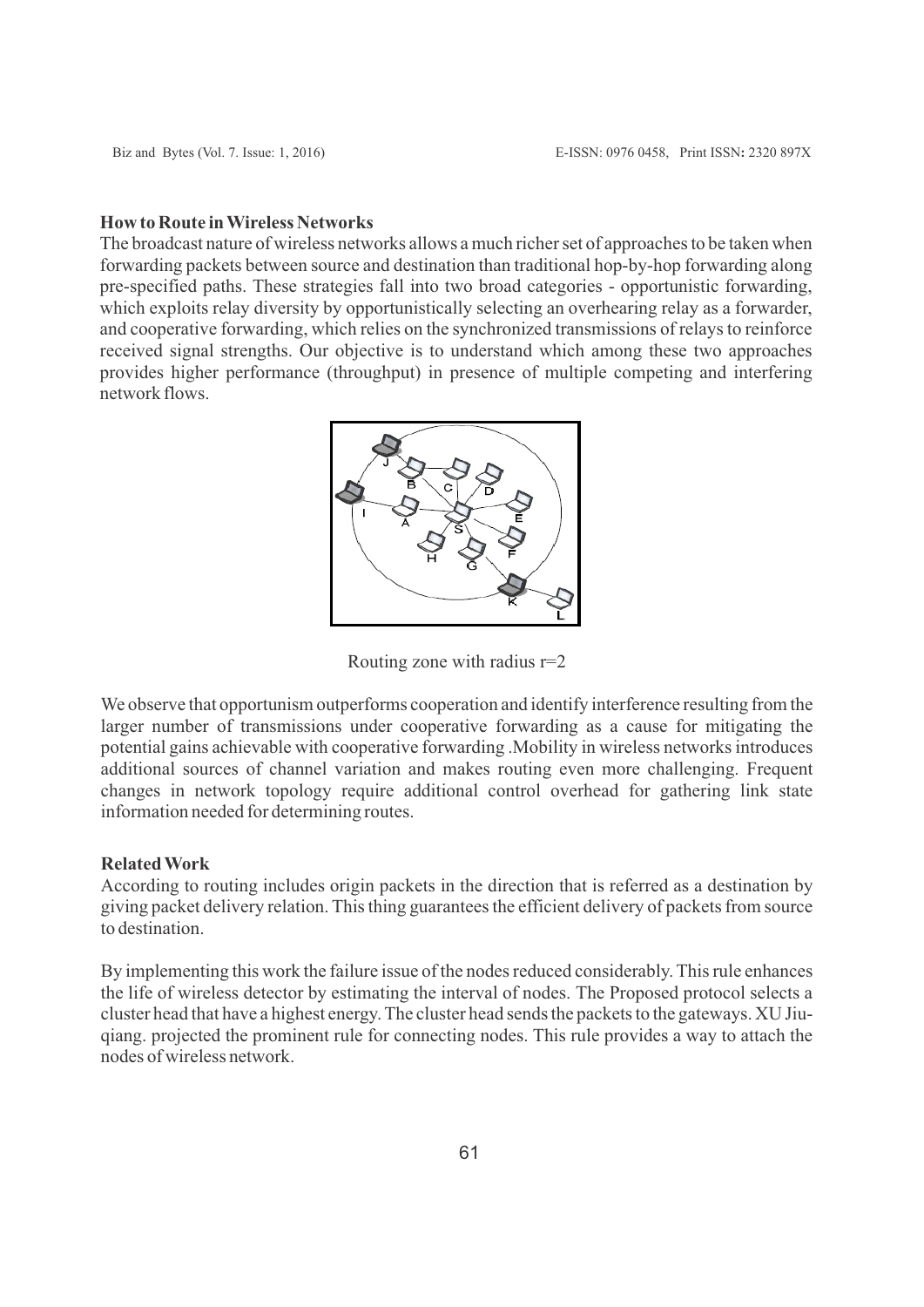**How to Route in Wireless Networks**

The broadcast nature of wireless networks allows a much richer set of approaches to be taken when forwarding packets between source and destination than traditional hop-by-hop forwarding along pre-specified paths. These strategies fall into two broad categories - opportunistic forwarding, which exploits relay diversity by opportunistically selecting an overhearing relay as a forwarder, and cooperative forwarding, which relies on the synchronized transmissions of relays to reinforce received signal strengths. Our objective is to understand which among these two approaches provides higher performance (throughput) in presence of multiple competing and interfering network flows.

Routing zone with radius r=2

We observe that opportunism outperforms cooperation and identify interference resulting from the larger number of transmissions under cooperative forwarding as a cause for mitigating the potential gains achievable with cooperative forwarding .Mobility in wireless networks introduces additional sources of channel variation and makes routing even more challenging. Frequent changes in network topology require additional control overhead for gathering link state information needed for determining routes.

**Related Work**

According to routing includes origin packets in the direction that is referred as a destination by giving packet delivery relation. This thing guarantees the efficient delivery of packets from source to destination.

By implementing this work the failure issue of the nodes reduced considerably. This rule enhances the life of wireless detector by estimating the interval of nodes. The Proposed protocol selects a cluster head that have a highest energy. The cluster head sends the packets to the gateways. XU Jiu-qiang. projected the prominent rule for connecting nodes. This rule provides a way to attach the nodes of wireless network.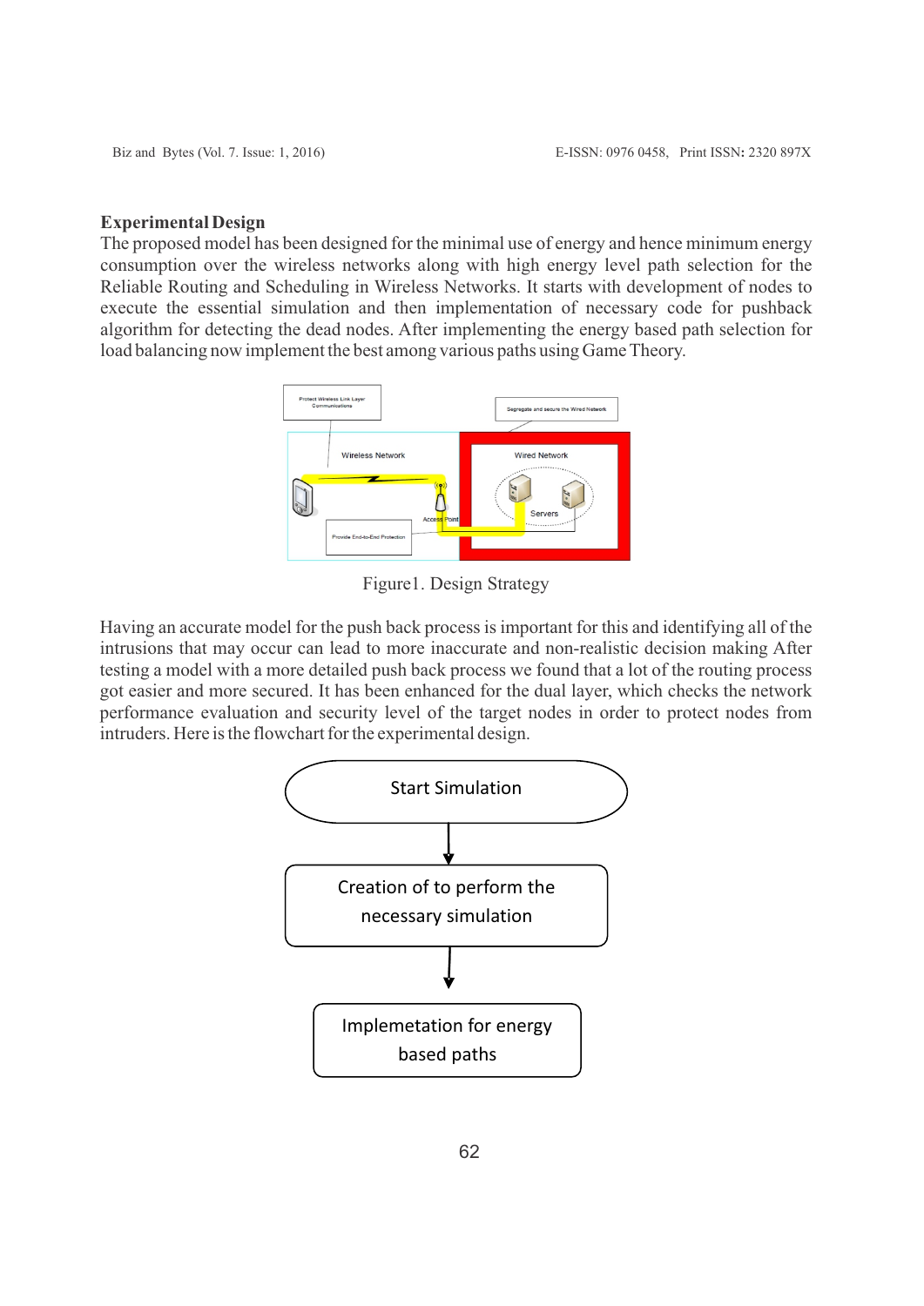### Experimental Design

The proposed model has been designed for the minimal use of energy and hence minimum energy consumption over the wireless networks along with high energy level path selection for the Reliable Routing and Scheduling in Wireless Networks. It starts with development of nodes to execute the essential simulation and then implementation of necessary code for pushback algorithm for detecting the dead nodes. After implementing the energy based path selection for load balancing now implement the best among various paths using Game Theory.

Figure1. Design Strategy

Having an accurate model for the push back process is important for this and identifying all of the intrusions that may occur can lead to more inaccurate and non-realistic decision making After testing a model with a more detailed push back process we found that a lot of the routing process got easier and more secured. It has been enhanced for the dual layer, which checks the network performance evaluation and security level of the target nodes in order to protect nodes from intruders. Here is the flowchart for the experimental design.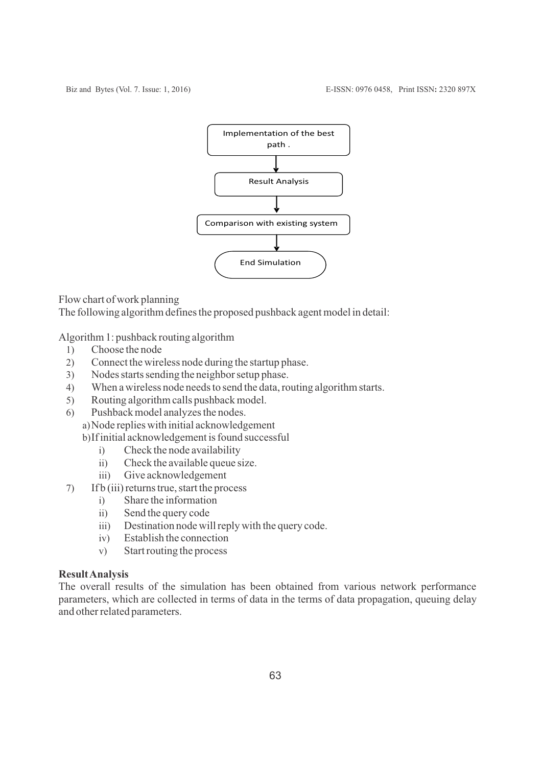Implementation of the best path .

↓

Result Analysis

↓

Comparison with existing system

↓

End Simulation

Flow chart of work planning

The following algorithm defines the proposed pushback agent model in detail:

Algorithm 1: pushback routing algorithm

1) Choose the node
2) Connect the wireless node during the startup phase.
3) Nodes starts sending the neighbor setup phase.
4) When a wireless node needs to send the data, routing algorithm starts.
5) Routing algorithm calls pushback model.
6) Pushback model analyzes the nodes.
   a) Node replies with initial acknowledgement
   b) If initial acknowledgement is found successful
      i) Check the node availability
      ii) Check the available queue size.
      iii) Give acknowledgement
7) If b (iii) returns true, start the process
   i) Share the information
   ii) Send the query code
   iii) Destination node will reply with the query code.
   iv) Establish the connection
   v) Start routing the process

**Result Analysis**

The overall results of the simulation has been obtained from various network performance parameters, which are collected in terms of data in the terms of data propagation, queuing delay and other related parameters.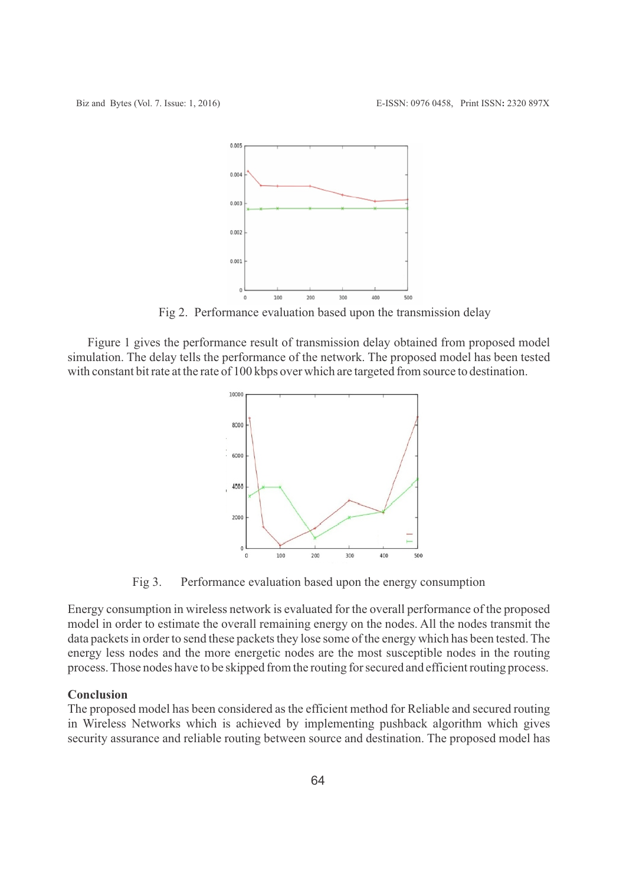Fig 2. Performance evaluation based upon the transmission delay

Figure 1 gives the performance result of transmission delay obtained from proposed model simulation. The delay tells the performance of the network. The proposed model has been tested with constant bit rate at the rate of 100 kbps over which are targeted from source to destination.

Fig 3. Performance evaluation based upon the energy consumption

Energy consumption in wireless network is evaluated for the overall performance of the proposed model in order to estimate the overall remaining energy on the nodes. All the nodes transmit the data packets in order to send these packets they lose some of the energy which has been tested. The energy less nodes and the more energetic nodes are the most susceptible nodes in the routing process. Those nodes have to be skipped from the routing for secured and efficient routing process.

**Conclusion**

The proposed model has been considered as the efficient method for Reliable and secured routing in Wireless Networks which is achieved by implementing pushback algorithm which gives security assurance and reliable routing between source and destination. The proposed model has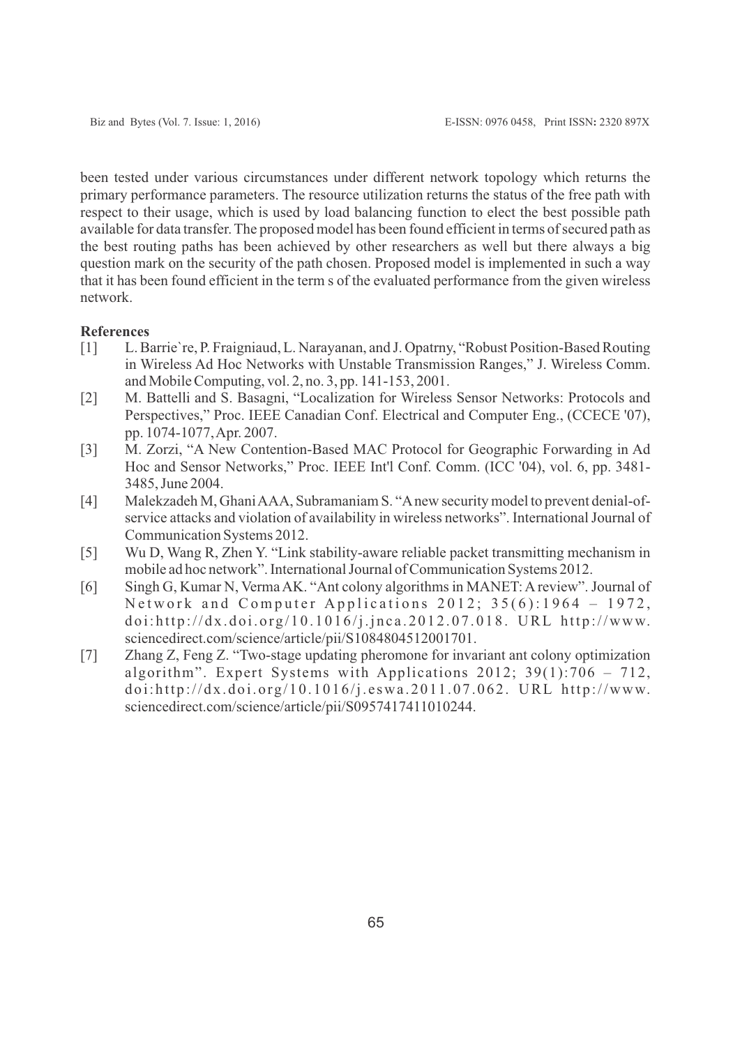been tested under various circumstances under different network topology which returns the primary performance parameters. The resource utilization returns the status of the free path with respect to their usage, which is used by load balancing function to elect the best possible path available for data transfer. The proposed model has been found efficient in terms of secured path as the best routing paths has been achieved by other researchers as well but there always a big question mark on the security of the path chosen. Proposed model is implemented in such a way that it has been found efficient in the term s of the evaluated performance from the given wireless network.

**References**

[1] L. Barrie`re, P. Fraigniaud, L. Narayanan, and J. Opatrny, "Robust Position-Based Routing in Wireless Ad Hoc Networks with Unstable Transmission Ranges," J. Wireless Comm. and Mobile Computing, vol. 2, no. 3, pp. 141-153, 2001.

[2] M. Battelli and S. Basagni, "Localization for Wireless Sensor Networks: Protocols and Perspectives," Proc. IEEE Canadian Conf. Electrical and Computer Eng., (CCECE '07), pp. 1074-1077, Apr. 2007.

[3] M. Zorzi, "A New Contention-Based MAC Protocol for Geographic Forwarding in Ad Hoc and Sensor Networks," Proc. IEEE Int'l Conf. Comm. (ICC '04), vol. 6, pp. 3481-3485, June 2004.

[4] Malekzadeh M, Ghani AAA, Subramaniam S. "A new security model to prevent denial-of-service attacks and violation of availability in wireless networks". International Journal of Communication Systems 2012.

[5] Wu D, Wang R, Zhen Y. "Link stability-aware reliable packet transmitting mechanism in mobile ad hoc network". International Journal of Communication Systems 2012.

[6] Singh G, Kumar N, Verma AK. "Ant colony algorithms in MANET: A review". Journal of Network and Computer Applications 2012; 35(6):1964 – 1972, doi:http://dx.doi.org/10.1016/j.jnca.2012.07.018. URL http://www.sciencedirect.com/science/article/pii/S1084804512001701.

[7] Zhang Z, Feng Z. "Two-stage updating pheromone for invariant ant colony optimization algorithm". Expert Systems with Applications 2012; 39(1):706 – 712, doi:http://dx.doi.org/10.1016/j.eswa.2011.07.062. URL http://www.sciencedirect.com/science/article/pii/S0957417411010244.